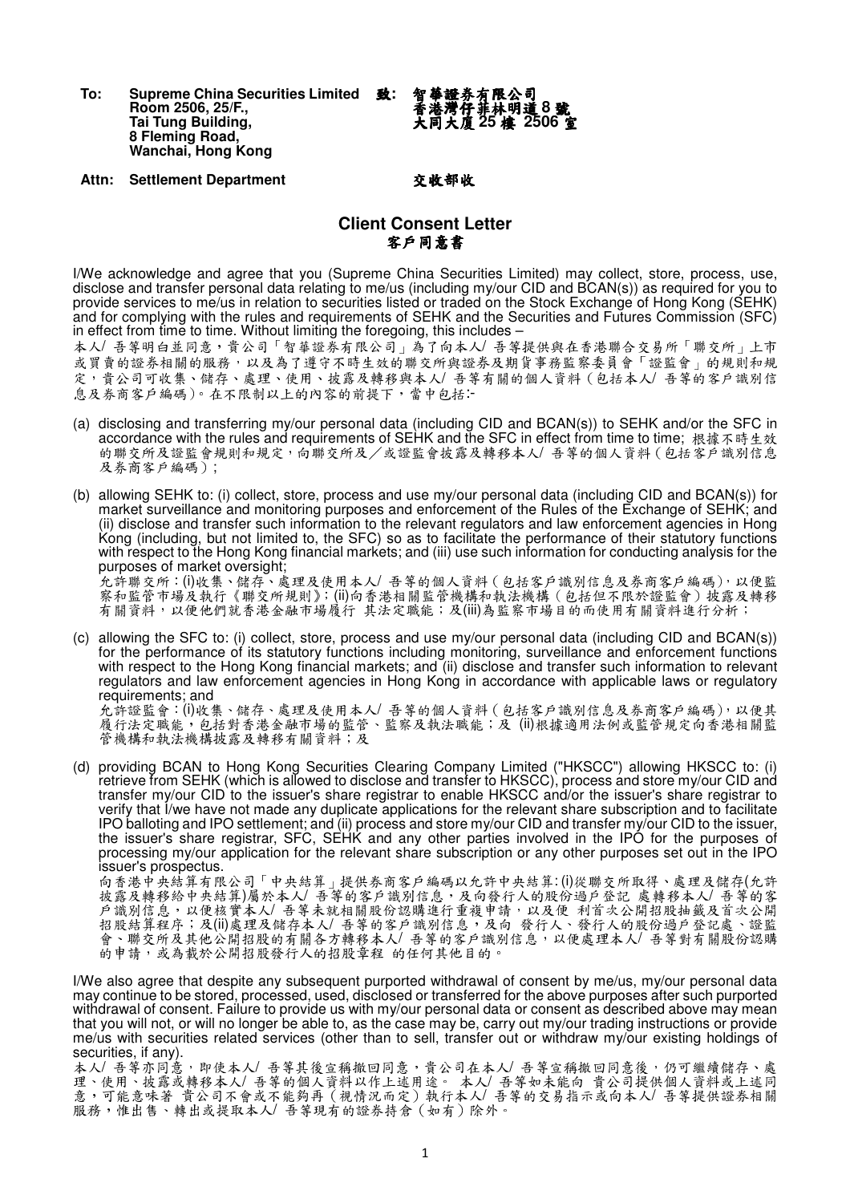**To:** **Supreme China Securities Limited**
**Room 2506, 25/F.,**
**Tai Tung Building,**
**8 Fleming Road,**
**Wanchai, Hong Kong**

**致:** **智華證券有限公司**
**香港灣仔菲林明道 8 號**
**大同大廈 25 樓 2506 室**

**Attn: Settlement Department** **交收部收**

## Client Consent Letter
## 客戶同意書

I/We acknowledge and agree that you (Supreme China Securities Limited) may collect, store, process, use, disclose and transfer personal data relating to me/us (including my/our CID and BCAN(s)) as required for you to provide services to me/us in relation to securities listed or traded on the Stock Exchange of Hong Kong (SEHK) and for complying with the rules and requirements of SEHK and the Securities and Futures Commission (SFC) in effect from time to time. Without limiting the foregoing, this includes –

本人/ 吾等明白並同意，貴公司「智華證券有限公司」為了向本人/ 吾等提供與在香港聯合交易所「聯交所」上市或買賣的證券相關的服務，以及為了遵守不時生效的聯交所與證券及期貨事務監察委員會「證監會」的規則和規定，貴公司可收集、儲存、處理、使用、披露及轉移與本人/ 吾等有關的個人資料（包括本人/ 吾等的客戶識別信息及券商客戶編碼）。在不限制以上的內容的前提下，當中包括:-

(a) disclosing and transferring my/our personal data (including CID and BCAN(s)) to SEHK and/or the SFC in accordance with the rules and requirements of SEHK and the SFC in effect from time to time; 根據不時生效的聯交所及證監會規則和規定，向聯交所及／或證監會披露及轉移本人/ 吾等的個人資料（包括客戶識別信息及券商客戶編碼）；

(b) allowing SEHK to: (i) collect, store, process and use my/our personal data (including CID and BCAN(s)) for market surveillance and monitoring purposes and enforcement of the Rules of the Exchange of SEHK; and (ii) disclose and transfer such information to the relevant regulators and law enforcement agencies in Hong Kong (including, but not limited to, the SFC) so as to facilitate the performance of their statutory functions with respect to the Hong Kong financial markets; and (iii) use such information for conducting analysis for the purposes of market oversight;
允許聯交所：(i)收集、儲存、處理及使用本人/ 吾等的個人資料（包括客戶識別信息及券商客戶編碼），以便監察和監管市場及執行《聯交所規則》；(ii)向香港相關監管機構和執法機構（包括但不限於證監會）披露及轉移有關資料，以便他們就香港金融市場履行 其法定職能；及(iii)為監察市場目的而使用有關資料進行分析；

(c) allowing the SFC to: (i) collect, store, process and use my/our personal data (including CID and BCAN(s)) for the performance of its statutory functions including monitoring, surveillance and enforcement functions with respect to the Hong Kong financial markets; and (ii) disclose and transfer such information to relevant regulators and law enforcement agencies in Hong Kong in accordance with applicable laws or regulatory requirements; and
允許證監會：(i)收集、儲存、處理及使用本人/ 吾等的個人資料（包括客戶識別信息及券商客戶編碼），以便其履行法定職能，包括對香港金融市場的監管、監察及執法職能；及 (ii)根據適用法例或監管規定向香港相關監管機構和執法機構披露及轉移有關資料；及

(d) providing BCAN to Hong Kong Securities Clearing Company Limited ("HKSCC") allowing HKSCC to: (i) retrieve from SEHK (which is allowed to disclose and transfer to HKSCC), process and store my/our CID and transfer my/our CID to the issuer's share registrar to enable HKSCC and/or the issuer's share registrar to verify that I/we have not made any duplicate applications for the relevant share subscription and to facilitate IPO balloting and IPO settlement; and (ii) process and store my/our CID and transfer my/our CID to the issuer, the issuer's share registrar, SFC, SEHK and any other parties involved in the IPO for the purposes of processing my/our application for the relevant share subscription or any other purposes set out in the IPO issuer's prospectus.
向香港中央結算有限公司「中央結算」提供券商客戶編碼以允許中央結算：(i)從聯交所取得、處理及儲存(允許披露及轉移給中央結算)屬於本人/ 吾等的客戶識別信息，及向發行人的股份過戶登記 處轉移本人/ 吾等的客戶識別信息，以便核實本人/ 吾等未就相關股份認購進行重複申請，以及便 利首次公開招股抽籤及首次公開招股結算程序；及(ii)處理及儲存本人/ 吾等的客戶識別信息，及向 發行人、發行人的股份過戶登記處、證監會、聯交所及其他公開招股的有關各方轉移本人/ 吾等的客戶識別信息，以便處理本人/ 吾等對有關股份認購的申請，或為載於公開招股發行人的招股章程 的任何其他目的。

I/We also agree that despite any subsequent purported withdrawal of consent by me/us, my/our personal data may continue to be stored, processed, used, disclosed or transferred for the above purposes after such purported withdrawal of consent. Failure to provide us with my/our personal data or consent as described above may mean that you will not, or will no longer be able to, as the case may be, carry out my/our trading instructions or provide me/us with securities related services (other than to sell, transfer out or withdraw my/our existing holdings of securities, if any).

本人/ 吾等亦同意，即使本人/ 吾等其後宣稱撤回同意，貴公司在本人/ 吾等宣稱撤回同意後，仍可繼續儲存、處理、使用、披露或轉移本人/ 吾等的個人資料以作上述用途。 本人/ 吾等如未能向 貴公司提供個人資料或上述同意，可能意味著 貴公司不會或不能夠再（視情況而定）執行本人/ 吾等的交易指示或向本人/ 吾等提供證券相關服務，惟出售、轉出或提取本人/ 吾等現有的證券持倉（如有）除外。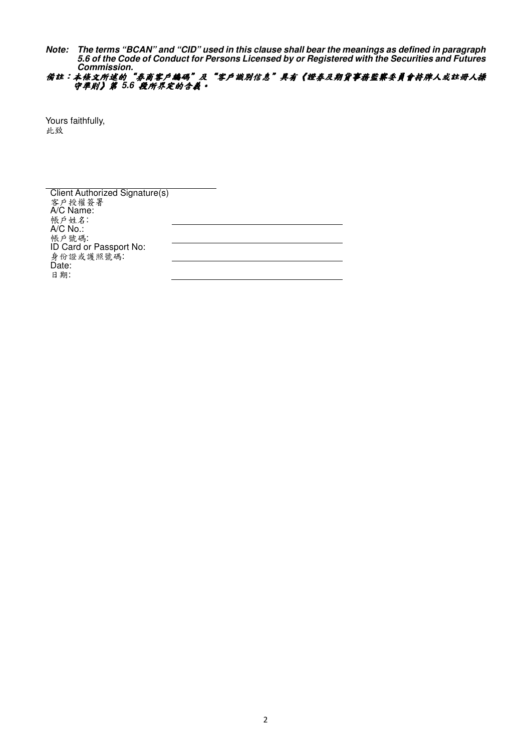***Note: The terms "BCAN" and "CID" used in this clause shall bear the meanings as defined in paragraph 5.6 of the Code of Conduct for Persons Licensed by or Registered with the Securities and Futures Commission.***

***備註：本條文所述的"券商客戶編碼"及"客戶識別信息"具有《證券及期貨事務監察委員會持牌人或註冊人操守準則》第 5.6 段所界定的含義。***

Yours faithfully,
此致

\_\_\_\_\_\_\_\_\_\_\_\_\_\_\_\_\_\_\_\_\_\_\_\_\_\_\_\_\_\_\_\_
Client Authorized Signature(s)
客戶授權簽署

| | |
|---|---|
| A/C Name:<br>帳戶姓名: | \_\_\_\_\_\_\_\_\_\_\_\_\_\_\_\_\_\_\_\_\_\_\_\_\_\_\_\_\_\_\_\_ |
| A/C No.:<br>帳戶號碼: | \_\_\_\_\_\_\_\_\_\_\_\_\_\_\_\_\_\_\_\_\_\_\_\_\_\_\_\_\_\_\_\_ |
| ID Card or Passport No:<br>身份證或護照號碼: | \_\_\_\_\_\_\_\_\_\_\_\_\_\_\_\_\_\_\_\_\_\_\_\_\_\_\_\_\_\_\_\_ |
| Date:<br>日期: | \_\_\_\_\_\_\_\_\_\_\_\_\_\_\_\_\_\_\_\_\_\_\_\_\_\_\_\_\_\_\_\_ |